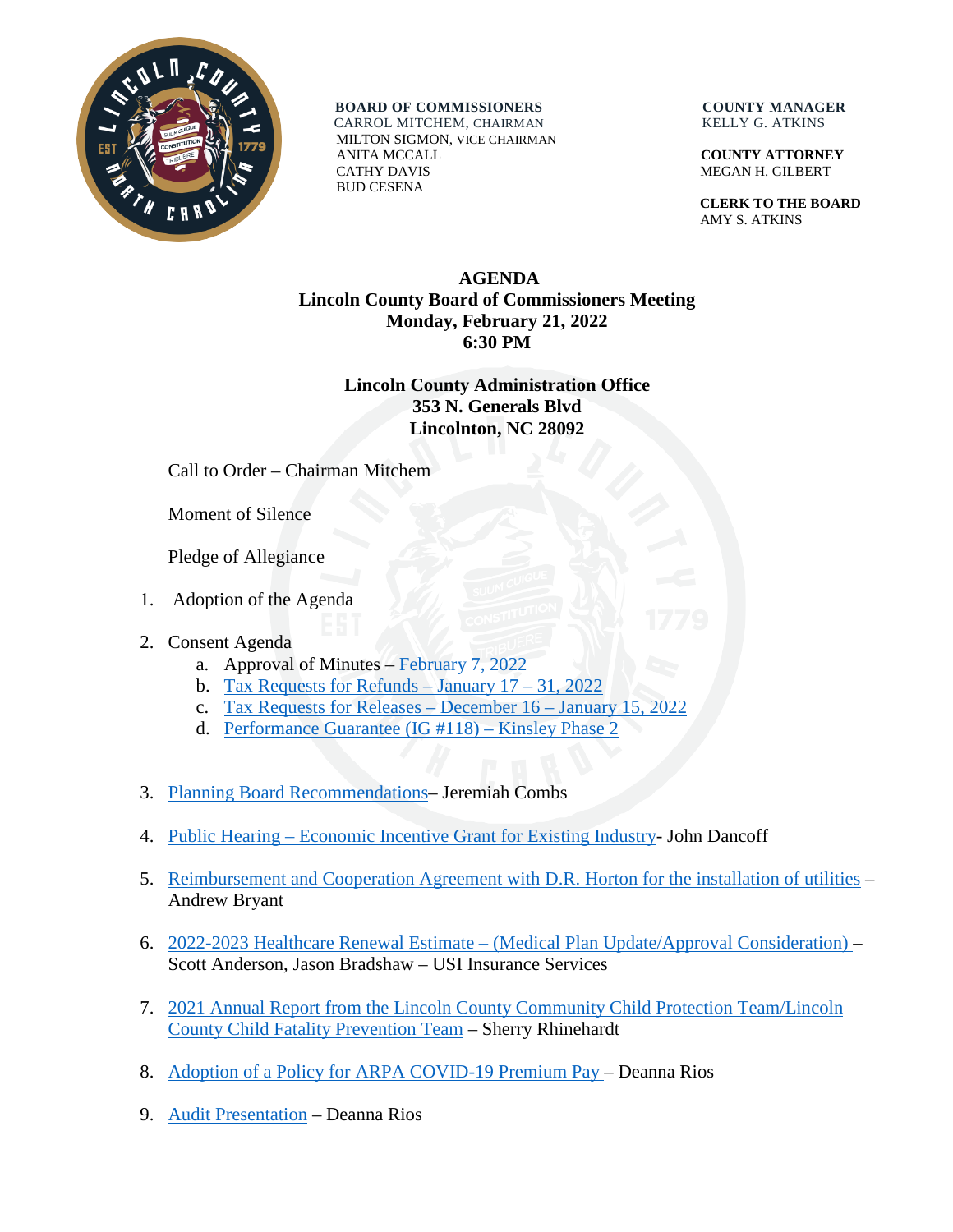**BOARD OF COMMISSIONERS**
CARROL MITCHEM, CHAIRMAN
MILTON SIGMON, VICE CHAIRMAN
ANITA MCCALL
CATHY DAVIS
BUD CESENA

**COUNTY MANAGER**
KELLY G. ATKINS

**COUNTY ATTORNEY**
MEGAN H. GILBERT

**CLERK TO THE BOARD**
AMY S. ATKINS

# AGENDA
## Lincoln County Board of Commissioners Meeting
## Monday, February 21, 2022
## 6:30 PM

**Lincoln County Administration Office**
**353 N. Generals Blvd**
**Lincolnton, NC 28092**

Call to Order – Chairman Mitchem

Moment of Silence

Pledge of Allegiance

1. Adoption of the Agenda

2. Consent Agenda
   a. Approval of Minutes – February 7, 2022
   b. Tax Requests for Refunds – January 17 – 31, 2022
   c. Tax Requests for Releases – December 16 – January 15, 2022
   d. Performance Guarantee (IG #118) – Kinsley Phase 2

3. Planning Board Recommendations– Jeremiah Combs

4. Public Hearing – Economic Incentive Grant for Existing Industry- John Dancoff

5. Reimbursement and Cooperation Agreement with D.R. Horton for the installation of utilities – Andrew Bryant

6. 2022-2023 Healthcare Renewal Estimate – (Medical Plan Update/Approval Consideration) – Scott Anderson, Jason Bradshaw – USI Insurance Services

7. 2021 Annual Report from the Lincoln County Community Child Protection Team/Lincoln County Child Fatality Prevention Team – Sherry Rhinehardt

8. Adoption of a Policy for ARPA COVID-19 Premium Pay – Deanna Rios

9. Audit Presentation – Deanna Rios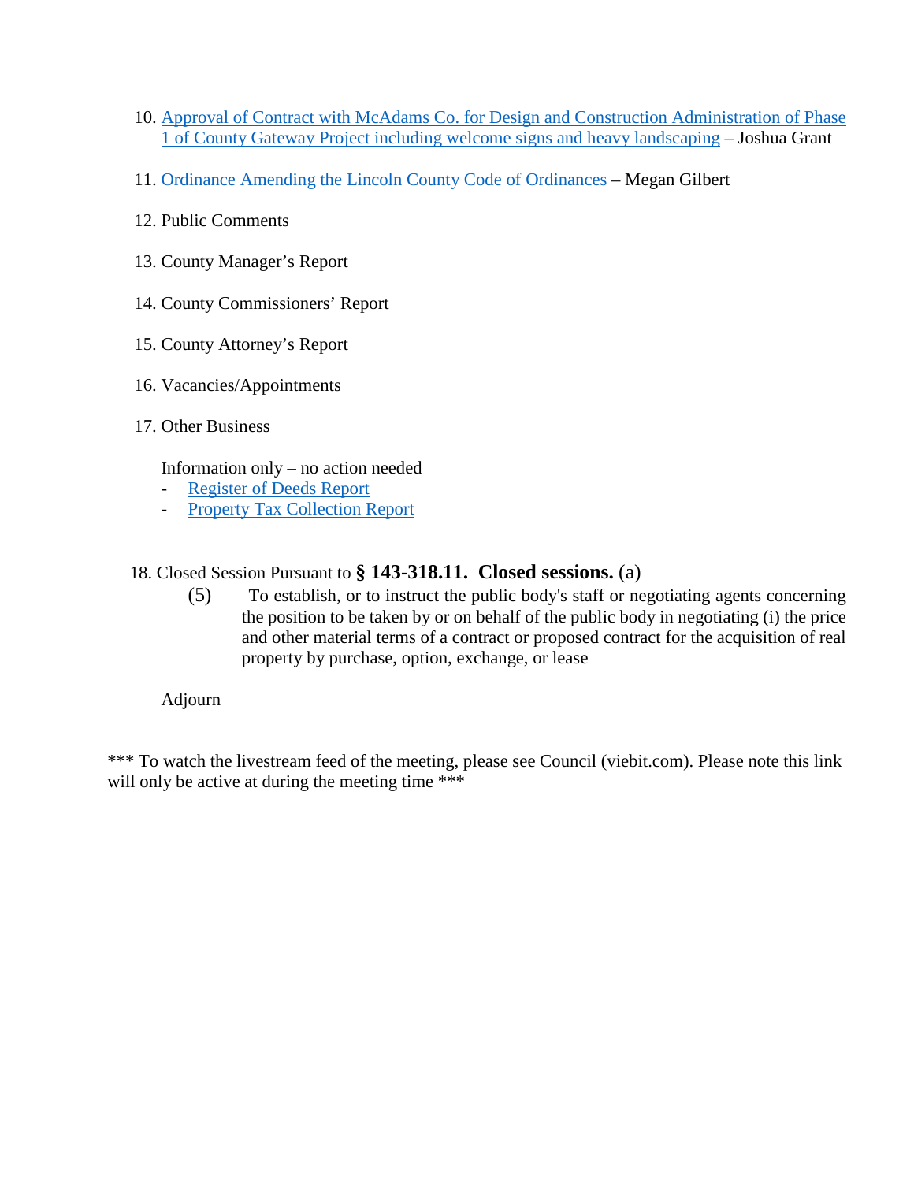10. Approval of Contract with McAdams Co. for Design and Construction Administration of Phase 1 of County Gateway Project including welcome signs and heavy landscaping – Joshua Grant

11. Ordinance Amending the Lincoln County Code of Ordinances – Megan Gilbert

12. Public Comments

13. County Manager's Report

14. County Commissioners' Report

15. County Attorney's Report

16. Vacancies/Appointments

17. Other Business

    Information only – no action needed
    - Register of Deeds Report
    - Property Tax Collection Report

18. Closed Session Pursuant to **§ 143-318.11. Closed sessions.** (a)

    (5) To establish, or to instruct the public body's staff or negotiating agents concerning the position to be taken by or on behalf of the public body in negotiating (i) the price and other material terms of a contract or proposed contract for the acquisition of real property by purchase, option, exchange, or lease

    Adjourn

*** To watch the livestream feed of the meeting, please see Council (viebit.com). Please note this link will only be active at during the meeting time ***